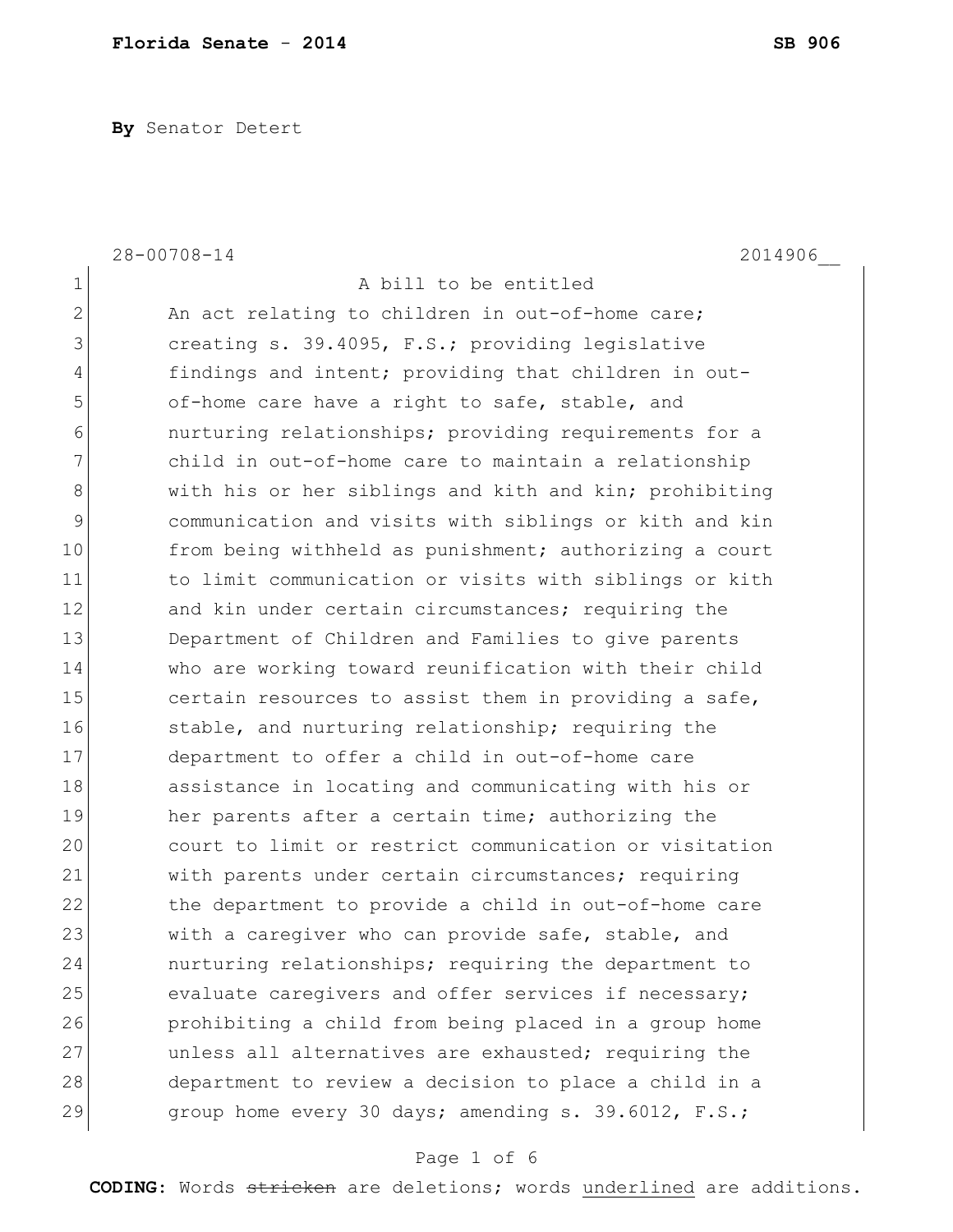**Florida Senate - 2014** **SB 906**

**By** Senator Detert

28-00708-14 2014906__

A bill to be entitled

An act relating to children in out-of-home care; creating s. 39.4095, F.S.; providing legislative findings and intent; providing that children in out-of-home care have a right to safe, stable, and nurturing relationships; providing requirements for a child in out-of-home care to maintain a relationship with his or her siblings and kith and kin; prohibiting communication and visits with siblings or kith and kin from being withheld as punishment; authorizing a court to limit communication or visits with siblings or kith and kin under certain circumstances; requiring the Department of Children and Families to give parents who are working toward reunification with their child certain resources to assist them in providing a safe, stable, and nurturing relationship; requiring the department to offer a child in out-of-home care assistance in locating and communicating with his or her parents after a certain time; authorizing the court to limit or restrict communication or visitation with parents under certain circumstances; requiring the department to provide a child in out-of-home care with a caregiver who can provide safe, stable, and nurturing relationships; requiring the department to evaluate caregivers and offer services if necessary; prohibiting a child from being placed in a group home unless all alternatives are exhausted; requiring the department to review a decision to place a child in a group home every 30 days; amending s. 39.6012, F.S.;

**CODING:** Words ~~stricken~~ are deletions; words <u>underlined</u> are additions.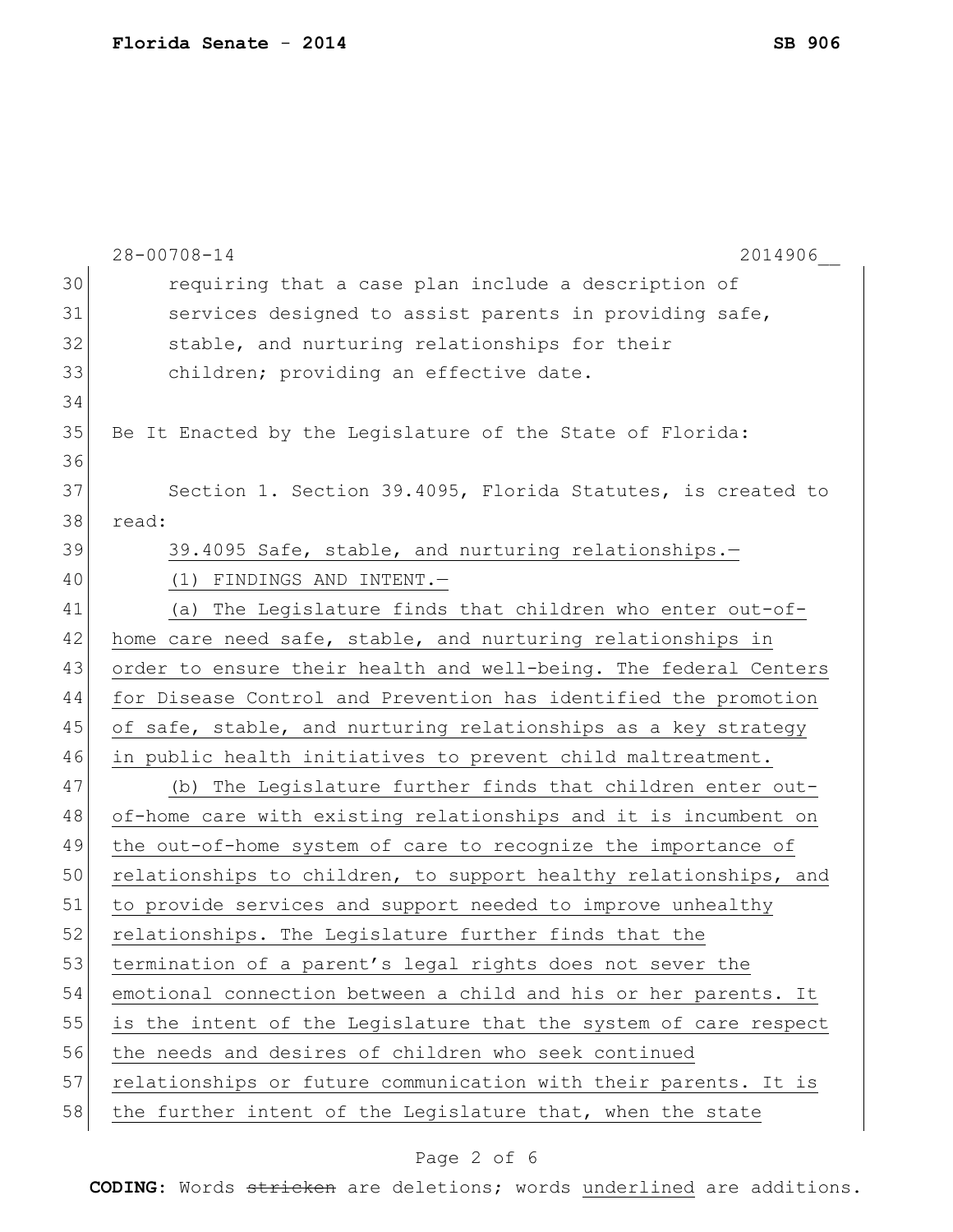requiring that a case plan include a description of services designed to assist parents in providing safe, stable, and nurturing relationships for their children; providing an effective date.

Be It Enacted by the Legislature of the State of Florida:

Section 1. Section 39.4095, Florida Statutes, is created to read:

39.4095 Safe, stable, and nurturing relationships.—

(1) FINDINGS AND INTENT.—

(a) The Legislature finds that children who enter out-of-home care need safe, stable, and nurturing relationships in order to ensure their health and well-being. The federal Centers for Disease Control and Prevention has identified the promotion of safe, stable, and nurturing relationships as a key strategy in public health initiatives to prevent child maltreatment.

(b) The Legislature further finds that children enter out-of-home care with existing relationships and it is incumbent on the out-of-home system of care to recognize the importance of relationships to children, to support healthy relationships, and to provide services and support needed to improve unhealthy relationships. The Legislature further finds that the termination of a parent's legal rights does not sever the emotional connection between a child and his or her parents. It is the intent of the Legislature that the system of care respect the needs and desires of children who seek continued relationships or future communication with their parents. It is the further intent of the Legislature that, when the state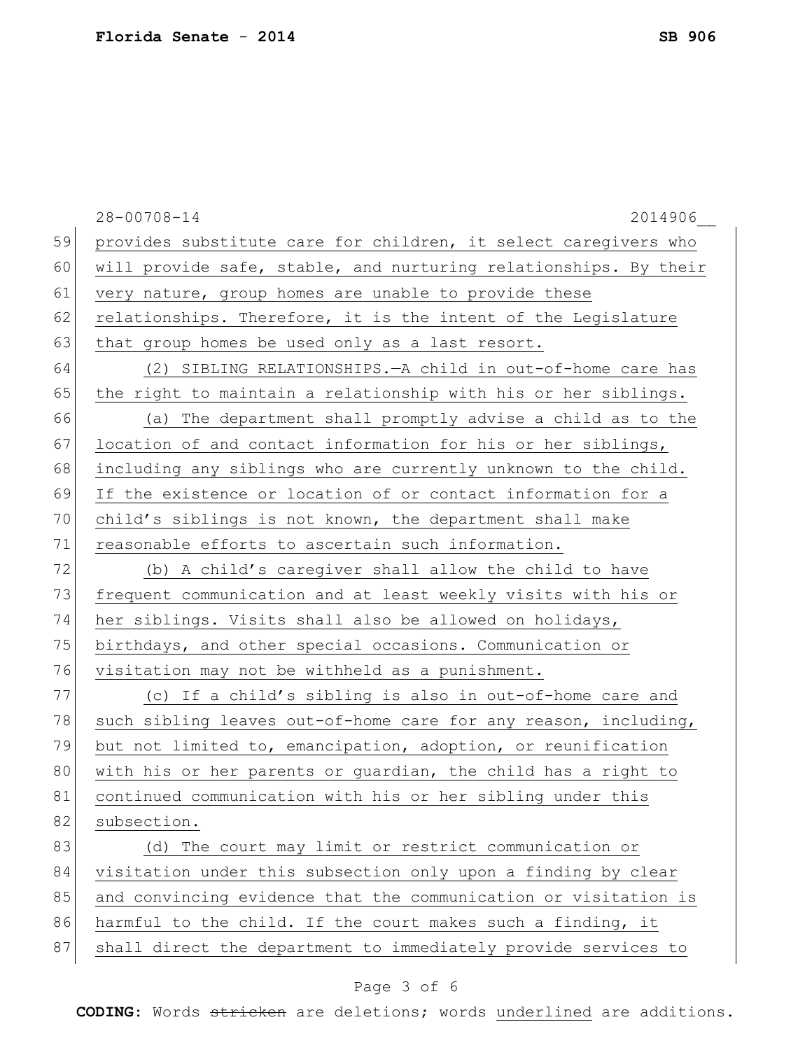provides substitute care for children, it select caregivers who will provide safe, stable, and nurturing relationships. By their very nature, group homes are unable to provide these relationships. Therefore, it is the intent of the Legislature that group homes be used only as a last resort.

(2) SIBLING RELATIONSHIPS.—A child in out-of-home care has the right to maintain a relationship with his or her siblings.

(a) The department shall promptly advise a child as to the location of and contact information for his or her siblings, including any siblings who are currently unknown to the child. If the existence or location of or contact information for a child's siblings is not known, the department shall make reasonable efforts to ascertain such information.

(b) A child's caregiver shall allow the child to have frequent communication and at least weekly visits with his or her siblings. Visits shall also be allowed on holidays, birthdays, and other special occasions. Communication or visitation may not be withheld as a punishment.

(c) If a child's sibling is also in out-of-home care and such sibling leaves out-of-home care for any reason, including, but not limited to, emancipation, adoption, or reunification with his or her parents or guardian, the child has a right to continued communication with his or her sibling under this subsection.

(d) The court may limit or restrict communication or visitation under this subsection only upon a finding by clear and convincing evidence that the communication or visitation is harmful to the child. If the court makes such a finding, it shall direct the department to immediately provide services to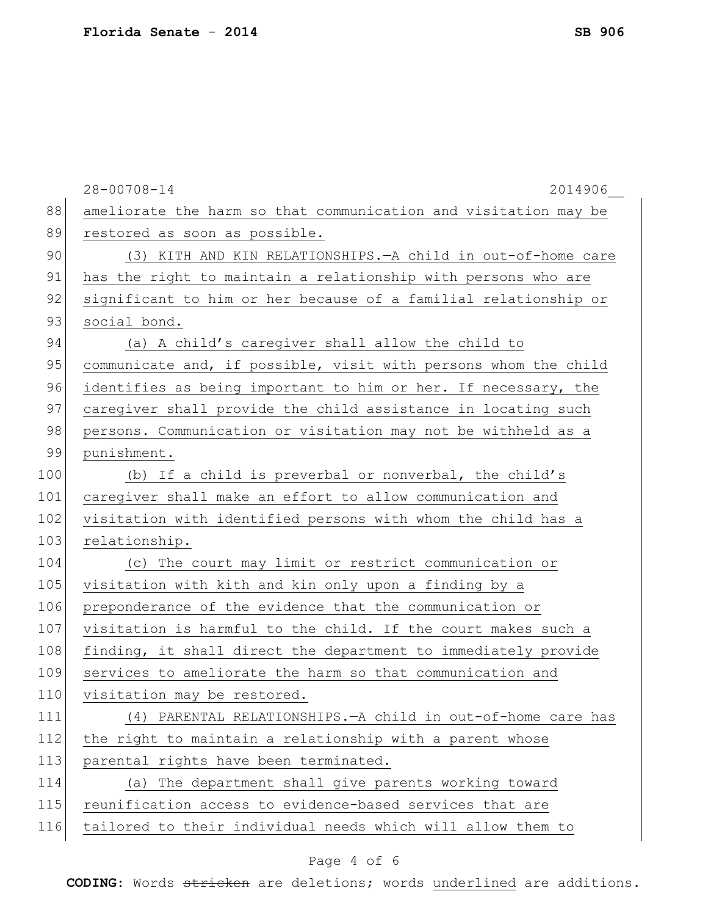ameliorate the harm so that communication and visitation may be restored as soon as possible.

(3) KITH AND KIN RELATIONSHIPS.—A child in out-of-home care has the right to maintain a relationship with persons who are significant to him or her because of a familial relationship or social bond.

(a) A child's caregiver shall allow the child to communicate and, if possible, visit with persons whom the child identifies as being important to him or her. If necessary, the caregiver shall provide the child assistance in locating such persons. Communication or visitation may not be withheld as a punishment.

(b) If a child is preverbal or nonverbal, the child's caregiver shall make an effort to allow communication and visitation with identified persons with whom the child has a relationship.

(c) The court may limit or restrict communication or visitation with kith and kin only upon a finding by a preponderance of the evidence that the communication or visitation is harmful to the child. If the court makes such a finding, it shall direct the department to immediately provide services to ameliorate the harm so that communication and visitation may be restored.

(4) PARENTAL RELATIONSHIPS.—A child in out-of-home care has the right to maintain a relationship with a parent whose parental rights have been terminated.

(a) The department shall give parents working toward reunification access to evidence-based services that are tailored to their individual needs which will allow them to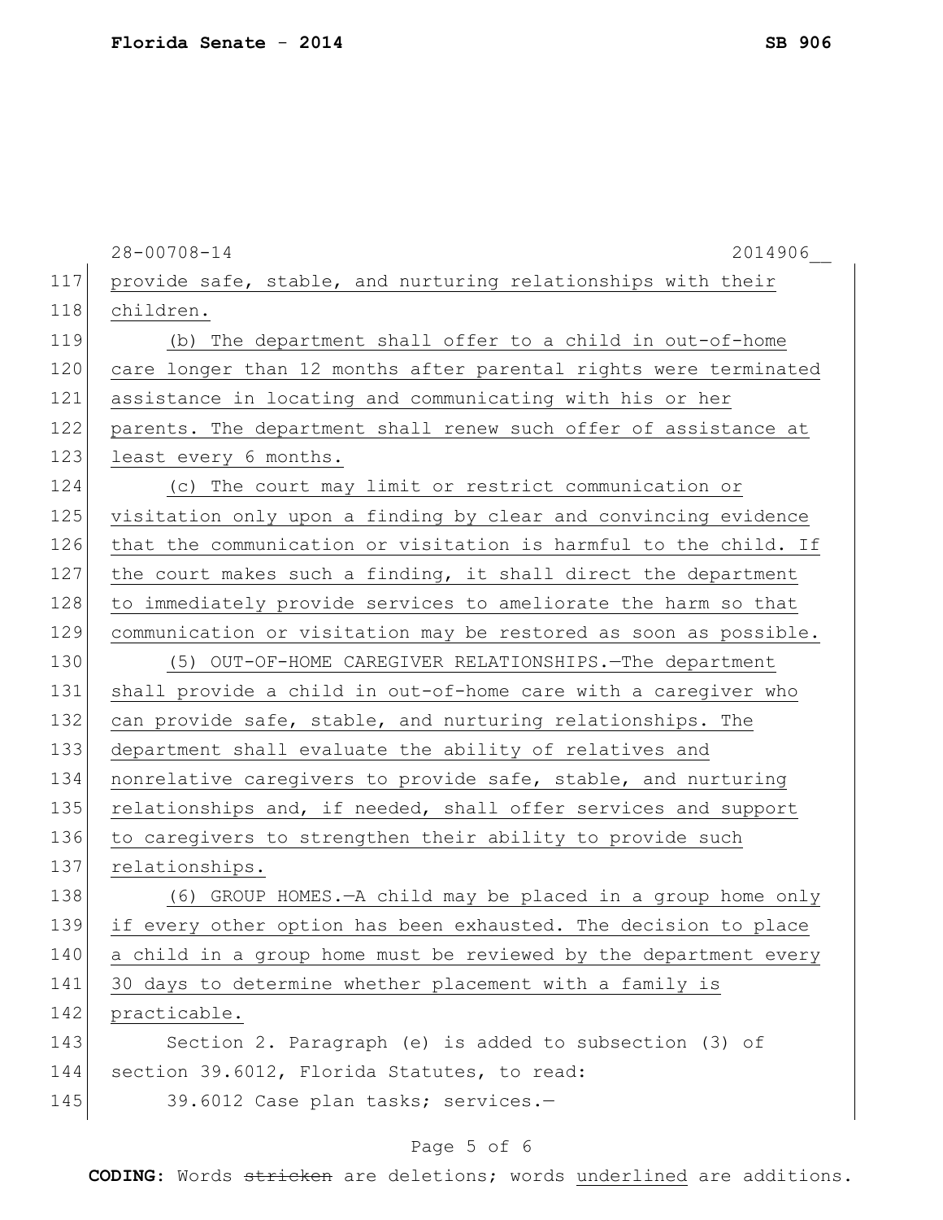provide safe, stable, and nurturing relationships with their children.

(b) The department shall offer to a child in out-of-home care longer than 12 months after parental rights were terminated assistance in locating and communicating with his or her parents. The department shall renew such offer of assistance at least every 6 months.

(c) The court may limit or restrict communication or visitation only upon a finding by clear and convincing evidence that the communication or visitation is harmful to the child. If the court makes such a finding, it shall direct the department to immediately provide services to ameliorate the harm so that communication or visitation may be restored as soon as possible.

(5) OUT-OF-HOME CAREGIVER RELATIONSHIPS.—The department shall provide a child in out-of-home care with a caregiver who can provide safe, stable, and nurturing relationships. The department shall evaluate the ability of relatives and nonrelative caregivers to provide safe, stable, and nurturing relationships and, if needed, shall offer services and support to caregivers to strengthen their ability to provide such relationships.

(6) GROUP HOMES.—A child may be placed in a group home only if every other option has been exhausted. The decision to place a child in a group home must be reviewed by the department every 30 days to determine whether placement with a family is practicable.

Section 2. Paragraph (e) is added to subsection (3) of section 39.6012, Florida Statutes, to read:

39.6012 Case plan tasks; services.—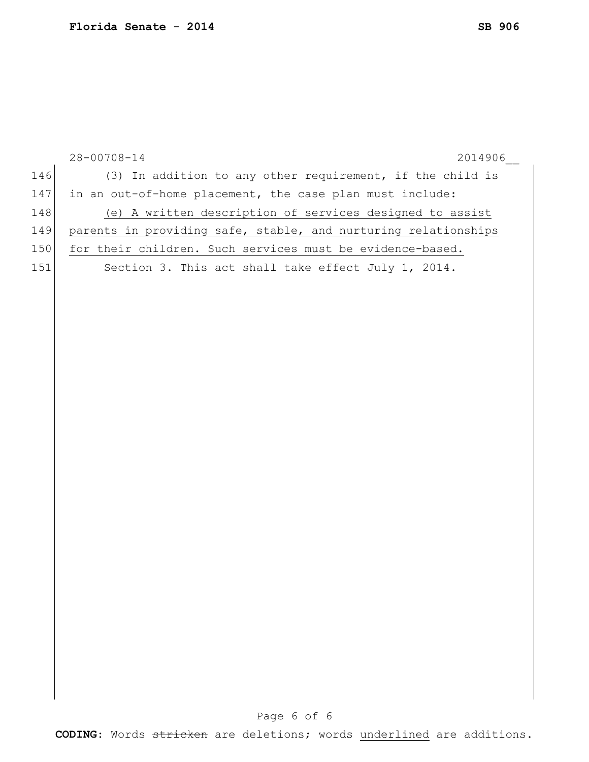28-00708-14 2014906__

146 (3) In addition to any other requirement, if the child is
147 in an out-of-home placement, the case plan must include:
148 <u>(e) A written description of services designed to assist</u>
149 <u>parents in providing safe, stable, and nurturing relationships</u>
150 <u>for their children. Such services must be evidence-based.</u>
151 Section 3. This act shall take effect July 1, 2014.

**CODING:** Words ~~stricken~~ are deletions; words <u>underlined</u> are additions.